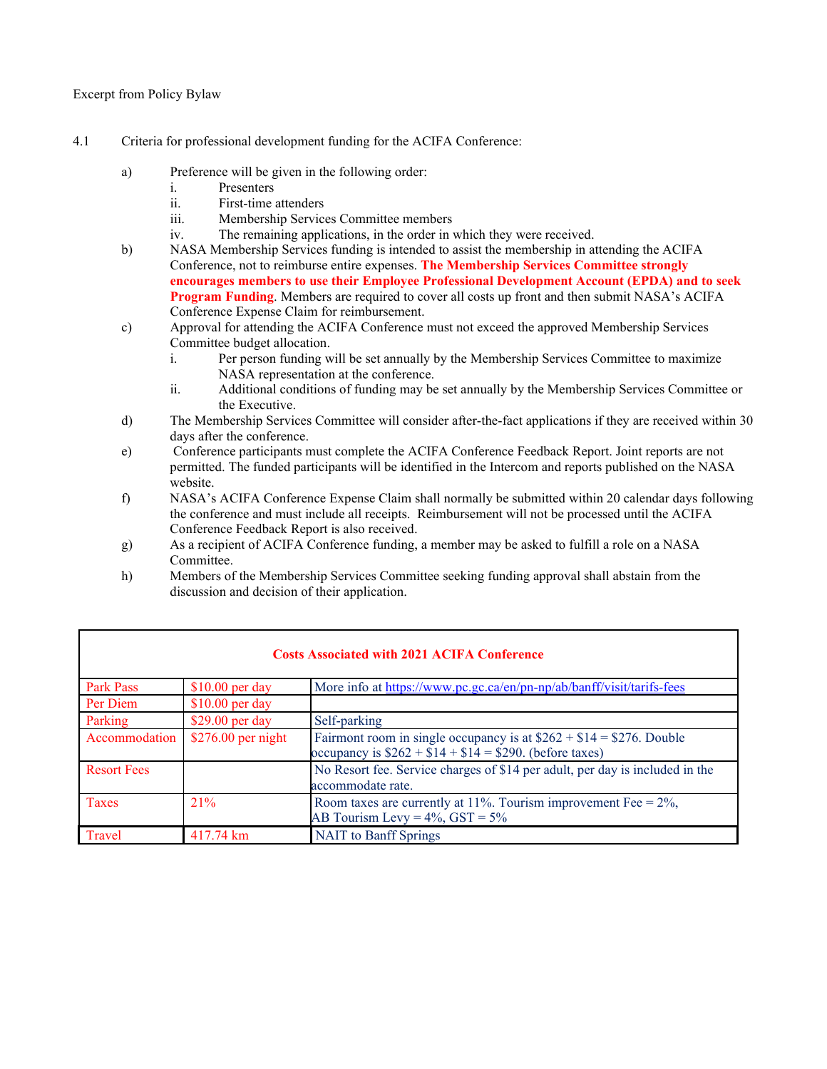Excerpt from Policy Bylaw

4.1 Criteria for professional development funding for the ACIFA Conference:

a) Preference will be given in the following order:
   i. Presenters
   ii. First-time attenders
   iii. Membership Services Committee members
   iv. The remaining applications, in the order in which they were received.

b) NASA Membership Services funding is intended to assist the membership in attending the ACIFA Conference, not to reimburse entire expenses. **The Membership Services Committee strongly encourages members to use their Employee Professional Development Account (EPDA) and to seek Program Funding**. Members are required to cover all costs up front and then submit NASA's ACIFA Conference Expense Claim for reimbursement.

c) Approval for attending the ACIFA Conference must not exceed the approved Membership Services Committee budget allocation.
   i. Per person funding will be set annually by the Membership Services Committee to maximize NASA representation at the conference.
   ii. Additional conditions of funding may be set annually by the Membership Services Committee or the Executive.

d) The Membership Services Committee will consider after-the-fact applications if they are received within 30 days after the conference.

e) Conference participants must complete the ACIFA Conference Feedback Report. Joint reports are not permitted. The funded participants will be identified in the Intercom and reports published on the NASA website.

f) NASA's ACIFA Conference Expense Claim shall normally be submitted within 20 calendar days following the conference and must include all receipts. Reimbursement will not be processed until the ACIFA Conference Feedback Report is also received.

g) As a recipient of ACIFA Conference funding, a member may be asked to fulfill a role on a NASA Committee.

h) Members of the Membership Services Committee seeking funding approval shall abstain from the discussion and decision of their application.

| **Costs Associated with 2021 ACIFA Conference** | | |
|---|---|---|
| Park Pass | $10.00 per day | More info at https://www.pc.gc.ca/en/pn-np/ab/banff/visit/tarifs-fees |
| Per Diem | $10.00 per day | |
| Parking | $29.00 per day | Self-parking |
| Accommodation | $276.00 per night | Fairmont room in single occupancy is at $262 + $14 = $276. Double occupancy is $262 + $14 + $14 = $290. (before taxes) |
| Resort Fees | | No Resort fee. Service charges of $14 per adult, per day is included in the accommodate rate. |
| Taxes | 21% | Room taxes are currently at 11%. Tourism improvement Fee = 2%, AB Tourism Levy = 4%, GST = 5% |
| Travel | 417.74 km | NAIT to Banff Springs |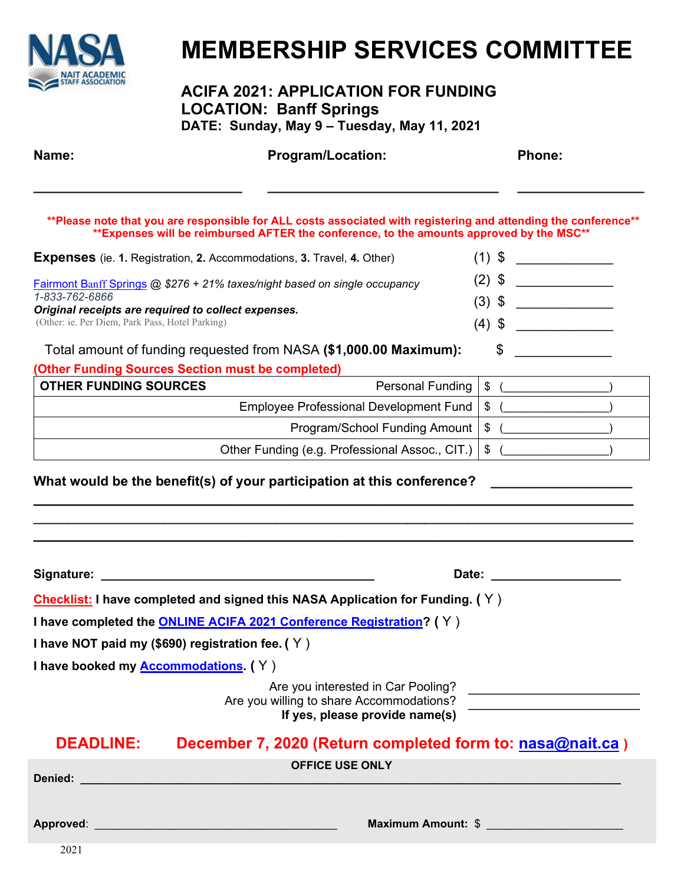NASA NAIT ACADEMIC STAFF ASSOCIATION

# MEMBERSHIP SERVICES COMMITTEE

## ACIFA 2021: APPLICATION FOR FUNDING
## LOCATION: Banff Springs
### DATE: Sunday, May 9 – Tuesday, May 11, 2021

**Name:** ____________________________ **Program/Location:** _______________________________ **Phone:** _________________

****Please note that you are responsible for ALL costs associated with registering and attending the conference****
****Expenses will be reimbursed AFTER the conference, to the amounts approved by the MSC****

**Expenses** (ie. **1.** Registration, **2.** Accommodations, **3.** Travel, **4.** Other)

Fairmont Banff Springs @ *$276 + 21% taxes/night based on single occupancy*
*1-833-762-6866*
***Original receipts are required to collect expenses.***
(Other: ie. Per Diem, Park Pass, Hotel Parking)

(1) $ _____________
(2) $ _____________
(3) $ _____________
(4) $ _____________

Total amount of funding requested from NASA **($1,000.00 Maximum):** $ _____________

**(Other Funding Sources Section must be completed)**

| | |
|---|---|
| **OTHER FUNDING SOURCES** Personal Funding | $ (_______________) |
| Employee Professional Development Fund | $ (_______________) |
| Program/School Funding Amount | $ (_______________) |
| Other Funding (e.g. Professional Assoc., CIT.) | $ (_______________) |

**What would be the benefit(s) of your participation at this conference?** __________________
______________________________________________________________________________
______________________________________________________________________________
______________________________________________________________________________

**Signature:** ________________________________________ **Date:** __________________

**Checklist:** **I have completed and signed this NASA Application for Funding. (** Y **)**

**I have completed the ONLINE ACIFA 2021 Conference Registration? (** Y **)**

**I have NOT paid my ($690) registration fee. (** Y **)**

**I have booked my Accommodations. (** Y **)**

Are you interested in Car Pooling? ________________________
Are you willing to share Accommodations? ________________________
**If yes, please provide name(s)**

**DEADLINE: December 7, 2020 (Return completed form to: nasa@nait.ca )**

**OFFICE USE ONLY**

**Denied:** ______________________________________________________________________________

**Approved:** ____________________________________ **Maximum Amount:** $ _____________________

2021